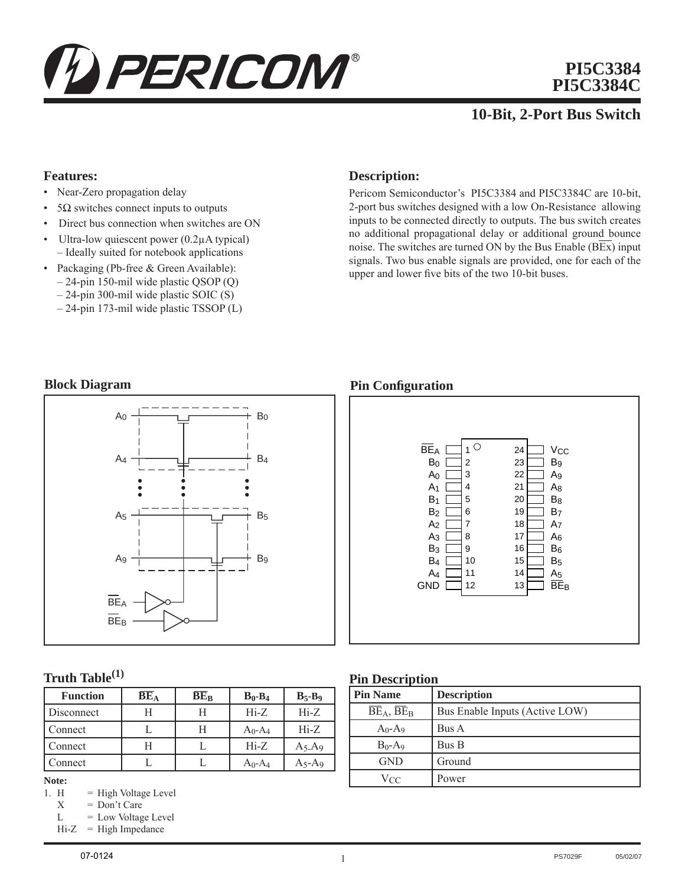# PI5C3384
# PI5C3384C

## 10-Bit, 2-Port Bus Switch

### Features:

- Near-Zero propagation delay
- 5Ω switches connect inputs to outputs
- Direct bus connection when switches are ON
- Ultra-low quiescent power (0.2µA typical)
  – Ideally suited for notebook applications
- Packaging (Pb-free & Green Available):
  – 24-pin 150-mil wide plastic QSOP (Q)
  – 24-pin 300-mil wide plastic SOIC (S)
  – 24-pin 173-mil wide plastic TSSOP (L)

### Description:

Pericom Semiconductor's PI5C3384 and PI5C3384C are 10-bit, 2-port bus switches designed with a low On-Resistance allowing inputs to be connected directly to outputs. The bus switch creates no additional propagational delay or additional ground bounce noise. The switches are turned ON by the Bus Enable ($\overline{BEx}$) input signals. Two bus enable signals are provided, one for each of the upper and lower five bits of the two 10-bit buses.

### Block Diagram

### Pin Configuration

| Pin | Name | Pin | Name |
|---|---|---|---|
| 1 | $\overline{BE}_A$ | 24 | $V_{CC}$ |
| 2 | $B_0$ | 23 | $B_9$ |
| 3 | $A_0$ | 22 | $A_9$ |
| 4 | $A_1$ | 21 | $A_8$ |
| 5 | $B_1$ | 20 | $B_8$ |
| 6 | $B_2$ | 19 | $B_7$ |
| 7 | $A_2$ | 18 | $A_7$ |
| 8 | $A_3$ | 17 | $A_6$ |
| 9 | $B_3$ | 16 | $B_6$ |
| 10 | $B_4$ | 15 | $B_5$ |
| 11 | $A_4$ | 14 | $A_5$ |
| 12 | GND | 13 | $\overline{BE}_B$ |

### Truth Table[1]

| Function | $\overline{BE}_A$ | $\overline{BE}_B$ | $B_0$-$B_4$ | $B_5$-$B_9$ |
|---|---|---|---|---|
| Disconnect | H | H | Hi-Z | Hi-Z |
| Connect | L | H | $A_0$-$A_4$ | Hi-Z |
| Connect | H | L | Hi-Z | $A_5$-$A_9$ |
| Connect | L | L | $A_0$-$A_4$ | $A_5$-$A_9$ |

**Note:**

1. H = High Voltage Level
   X = Don't Care
   L = Low Voltage Level
   Hi-Z = High Impedance

### Pin Description

| Pin Name | Description |
|---|---|
| $\overline{BE}_A$, $\overline{BE}_B$ | Bus Enable Inputs (Active LOW) |
| $A_0$-$A_9$ | Bus A |
| $B_0$-$B_9$ | Bus B |
| GND | Ground |
| $V_{CC}$ | Power |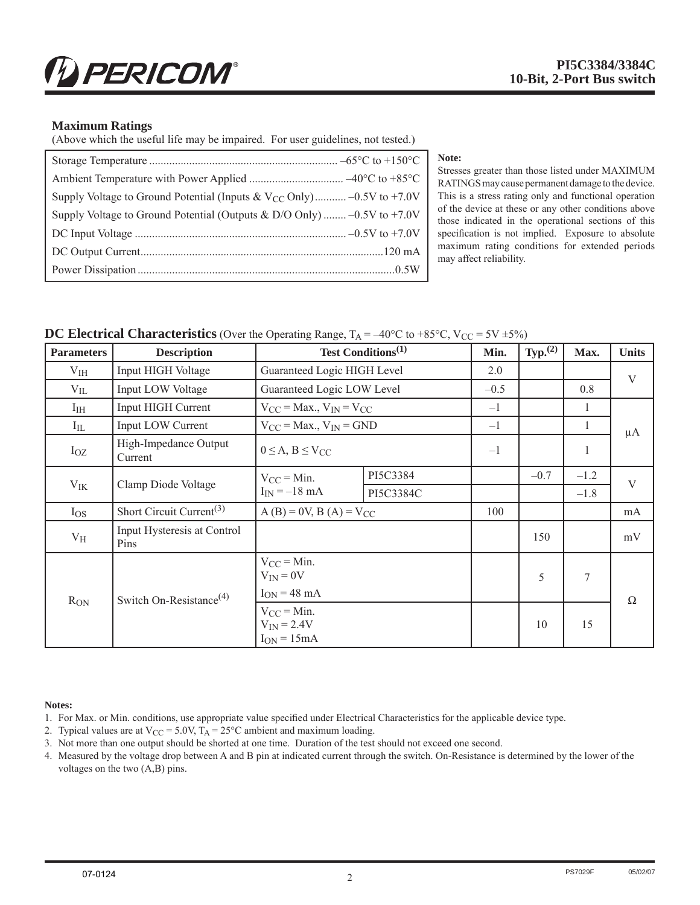## Maximum Ratings

(Above which the useful life may be impaired. For user guidelines, not tested.)

| | |
|---|---|
| Storage Temperature | –65°C to +150°C |
| Ambient Temperature with Power Applied | –40°C to +85°C |
| Supply Voltage to Ground Potential (Inputs & $V_{CC}$ Only) | –0.5V to +7.0V |
| Supply Voltage to Ground Potential (Outputs & D/O Only) | –0.5V to +7.0V |
| DC Input Voltage | –0.5V to +7.0V |
| DC Output Current | 120 mA |
| Power Dissipation | 0.5W |

**Note:**

Stresses greater than those listed under MAXIMUM RATINGS may cause permanent damage to the device. This is a stress rating only and functional operation of the device at these or any other conditions above those indicated in the operational sections of this specification is not implied. Exposure to absolute maximum rating conditions for extended periods may affect reliability.

## DC Electrical Characteristics (Over the Operating Range, $T_A$ = –40°C to +85°C, $V_{CC}$ = 5V ±5%)

| Parameters | Description | Test Conditions[1] | | Min. | Typ.[2] | Max. | Units |
|---|---|---|---|---|---|---|---|
| $V_{IH}$ | Input HIGH Voltage | Guaranteed Logic HIGH Level | | 2.0 | | | V |
| $V_{IL}$ | Input LOW Voltage | Guaranteed Logic LOW Level | | –0.5 | | 0.8 | V |
| $I_{IH}$ | Input HIGH Current | $V_{CC}$ = Max., $V_{IN}$ = $V_{CC}$ | | –1 | | 1 | µA |
| $I_{IL}$ | Input LOW Current | $V_{CC}$ = Max., $V_{IN}$ = GND | | –1 | | 1 | µA |
| $I_{OZ}$ | High-Impedance Output Current | $0 \le A, B \le V_{CC}$ | | –1 | | 1 | µA |
| $V_{IK}$ | Clamp Diode Voltage | $V_{CC}$ = Min. $I_{IN}$ = –18 mA | PI5C3384 | | –0.7 | –1.2 | V |
| | | | PI5C3384C | | | –1.8 | V |
| $I_{OS}$ | Short Circuit Current[3] | A (B) = 0V, B (A) = $V_{CC}$ | | 100 | | | mA |
| $V_H$ | Input Hysteresis at Control Pins | | | | 150 | | mV |
| $R_{ON}$ | Switch On-Resistance[4] | $V_{CC}$ = Min. $V_{IN}$ = 0V $I_{ON}$ = 48 mA | | | 5 | 7 | Ω |
| | | $V_{CC}$ = Min. $V_{IN}$ = 2.4V $I_{ON}$ = 15mA | | | 10 | 15 | Ω |

**Notes:**

1. For Max. or Min. conditions, use appropriate value specified under Electrical Characteristics for the applicable device type.
2. Typical values are at $V_{CC}$ = 5.0V, $T_A$ = 25°C ambient and maximum loading.
3. Not more than one output should be shorted at one time. Duration of the test should not exceed one second.
4. Measured by the voltage drop between A and B pin at indicated current through the switch. On-Resistance is determined by the lower of the voltages on the two (A,B) pins.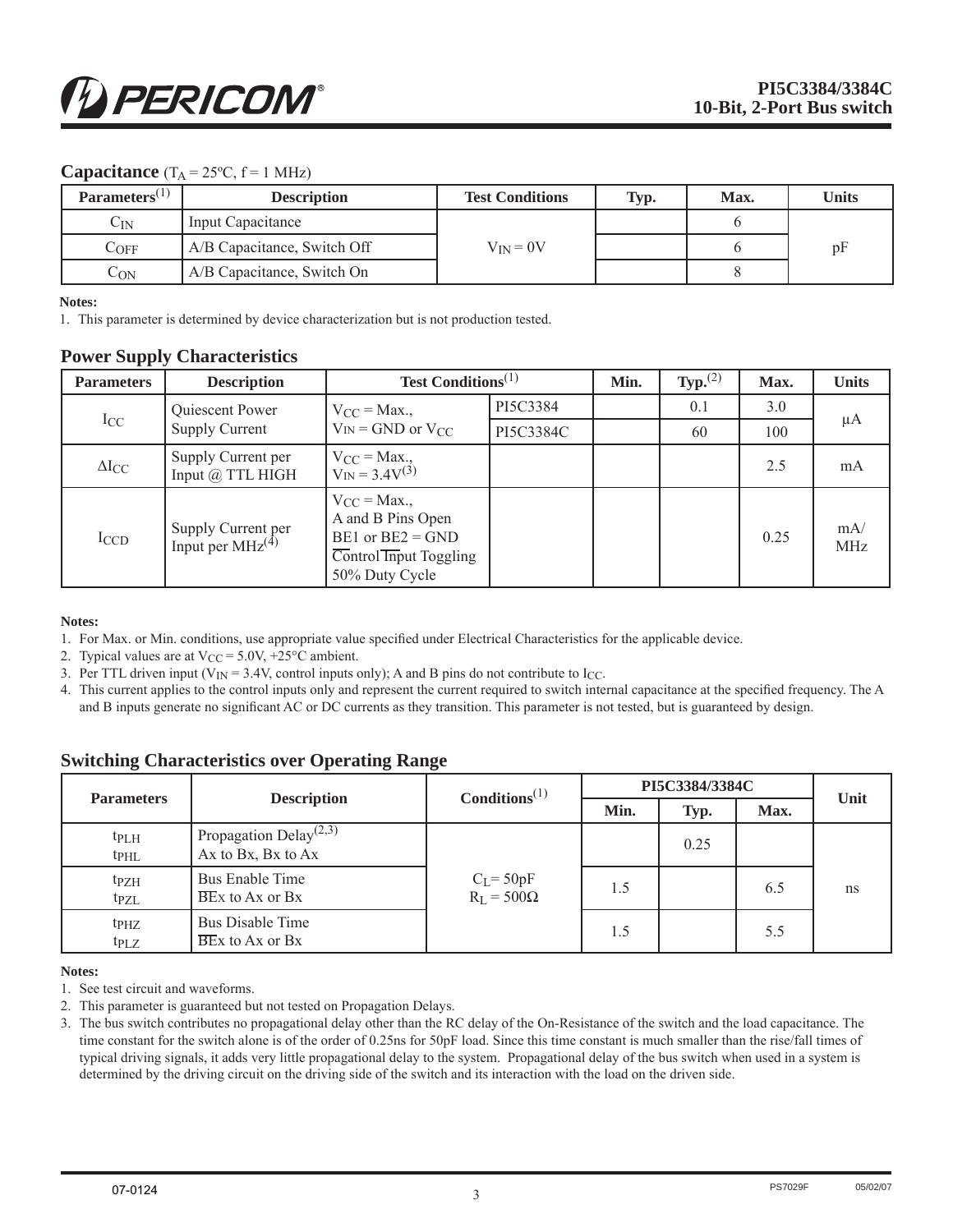## Capacitance ($T_A$ = 25ºC, f = 1 MHz)

| Parameters[1] | Description | Test Conditions | Typ. | Max. | Units |
|---|---|---|---|---|---|
| $C_{IN}$ | Input Capacitance | $V_{IN}$ = 0V | | 6 | pF |
| $C_{OFF}$ | A/B Capacitance, Switch Off | | | 6 | |
| $C_{ON}$ | A/B Capacitance, Switch On | | | 8 | |

**Notes:**

1. This parameter is determined by device characterization but is not production tested.

## Power Supply Characteristics

| Parameters | Description | Test Conditions[1] | | Min. | Typ.[2] | Max. | Units |
|---|---|---|---|---|---|---|---|
| $I_{CC}$ | Quiescent Power Supply Current | $V_{CC}$ = Max., $V_{IN}$ = GND or $V_{CC}$ | PI5C3384 | | 0.1 | 3.0 | µA |
| | | | PI5C3384C | | 60 | 100 | |
| $\Delta I_{CC}$ | Supply Current per Input @ TTL HIGH | $V_{CC}$ = Max., $V_{IN}$ = 3.4V[3] | | | | 2.5 | mA |
| $I_{CCD}$ | Supply Current per Input per MHz[4] | $V_{CC}$ = Max., A and B Pins Open BE1 or BE2 = GND $\overline{\text{Control Input}}$ Toggling 50% Duty Cycle | | | | 0.25 | mA/MHz |

**Notes:**

1. For Max. or Min. conditions, use appropriate value specified under Electrical Characteristics for the applicable device.
2. Typical values are at $V_{CC}$ = 5.0V, +25°C ambient.
3. Per TTL driven input ($V_{IN}$ = 3.4V, control inputs only); A and B pins do not contribute to $I_{CC}$.
4. This current applies to the control inputs only and represent the current required to switch internal capacitance at the specified frequency. The A and B inputs generate no significant AC or DC currents as they transition. This parameter is not tested, but is guaranteed by design.

## Switching Characteristics over Operating Range

| Parameters | Description | Conditions[1] | PI5C3384/3384C | | | Unit |
|---|---|---|---|---|---|---|
| | | | Min. | Typ. | Max. | |
| $t_{PLH}$ $t_{PHL}$ | Propagation Delay[2,3] Ax to Bx, Bx to Ax | $C_L$= 50pF $R_L$ = 500Ω | | 0.25 | | ns |
| $t_{PZH}$ $t_{PZL}$ | Bus Enable Time $\overline{\text{BE}}$x to Ax or Bx | | 1.5 | | 6.5 | |
| $t_{PHZ}$ $t_{PLZ}$ | Bus Disable Time $\overline{\text{BE}}$x to Ax or Bx | | 1.5 | | 5.5 | |

**Notes:**

1. See test circuit and waveforms.
2. This parameter is guaranteed but not tested on Propagation Delays.
3. The bus switch contributes no propagational delay other than the RC delay of the On-Resistance of the switch and the load capacitance. The time constant for the switch alone is of the order of 0.25ns for 50pF load. Since this time constant is much smaller than the rise/fall times of typical driving signals, it adds very little propagational delay to the system. Propagational delay of the bus switch when used in a system is determined by the driving circuit on the driving side of the switch and its interaction with the load on the driven side.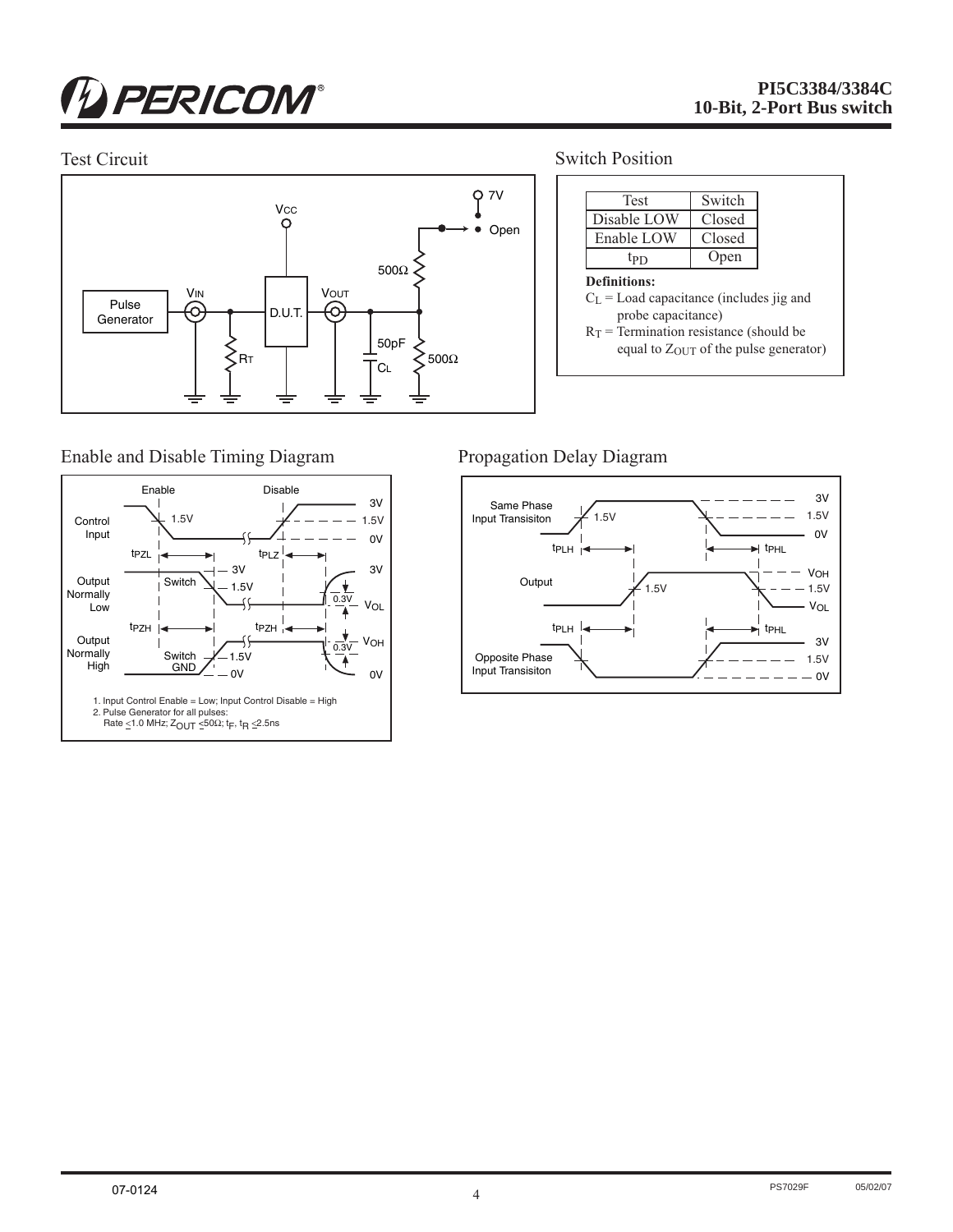## Test Circuit

## Switch Position

| Test | Switch |
|---|---|
| Disable LOW | Closed |
| Enable LOW | Closed |
| $t_{PD}$ | Open |

**Definitions:**

$C_L$ = Load capacitance (includes jig and probe capacitance)

$R_T$ = Termination resistance (should be equal to $Z_{OUT}$ of the pulse generator)

## Enable and Disable Timing Diagram

1. Input Control Enable = Low; Input Control Disable = High
2. Pulse Generator for all pulses: Rate ≤1.0 MHz; $Z_{OUT}$ ≤50Ω; $t_F$, $t_R$ ≤2.5ns

## Propagation Delay Diagram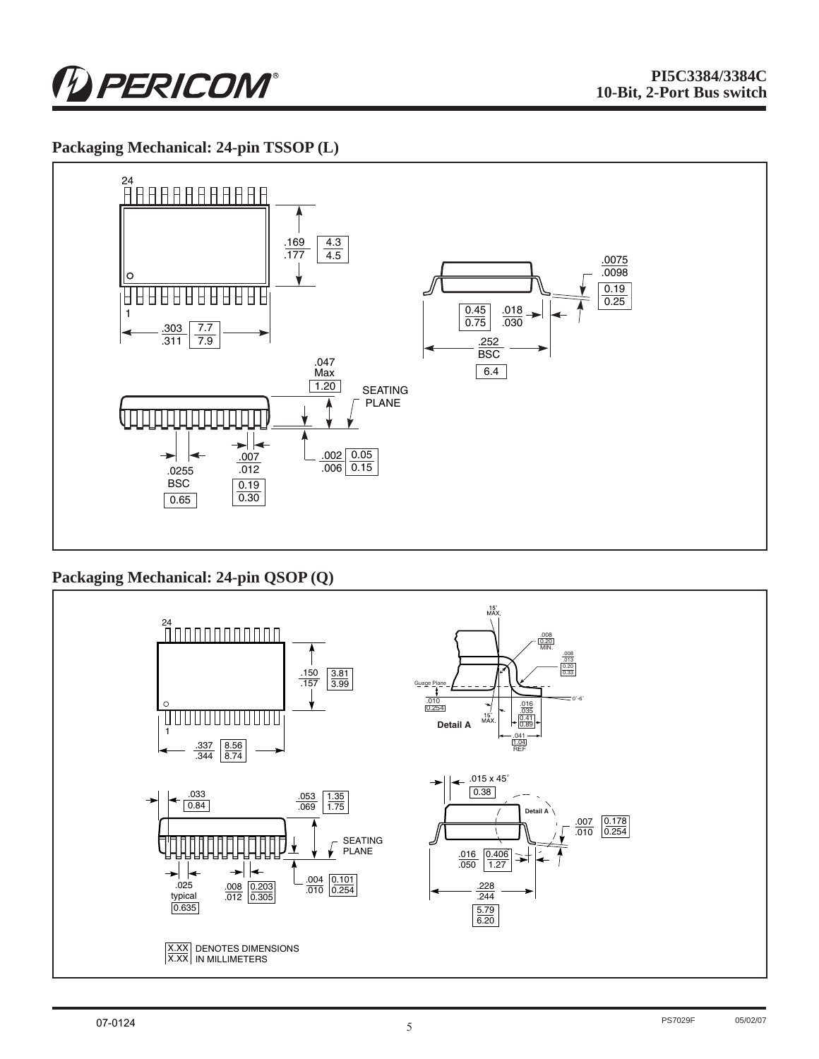## Packaging Mechanical: 24-pin TSSOP (L)

24

.169 / .177 — 4.3 / 4.5

1

.303 / .311 — 7.7 / 7.9

.0075 / .0098 — 0.19 / 0.25

0.45 / 0.75 — .018 / .030

.252 BSC — 6.4

.047 Max — 1.20

SEATING PLANE

.0255 BSC — 0.65

.007 / .012 — 0.19 / 0.30

.002 / .006 — 0.05 / 0.15

## Packaging Mechanical: 24-pin QSOP (Q)

24

.150 / .157 — 3.81 / 3.99

1

.337 / .344 — 8.56 / 8.74

15° MAX.

.008 — 0.20 MIN.

.008 / .013 — 0.20 / 0.33

Guage Plane

.010 — 0.254

0°-6°

15° MAX.

.016 / .035 — 0.41 / 0.89

Detail A

.041 — 1.04 REF

.033 — 0.84

.053 / .069 — 1.35 / 1.75

SEATING PLANE

.025 typical — 0.635

.008 / .012 — 0.203 / 0.305

.004 / .010 — 0.101 / 0.254

.015 x 45° — 0.38

Detail A

.007 / .010 — 0.178 / 0.254

.016 / .050 — 0.406 / 1.27

.228 / .244 — 5.79 / 6.20

X.XX / X.XX DENOTES DIMENSIONS IN MILLIMETERS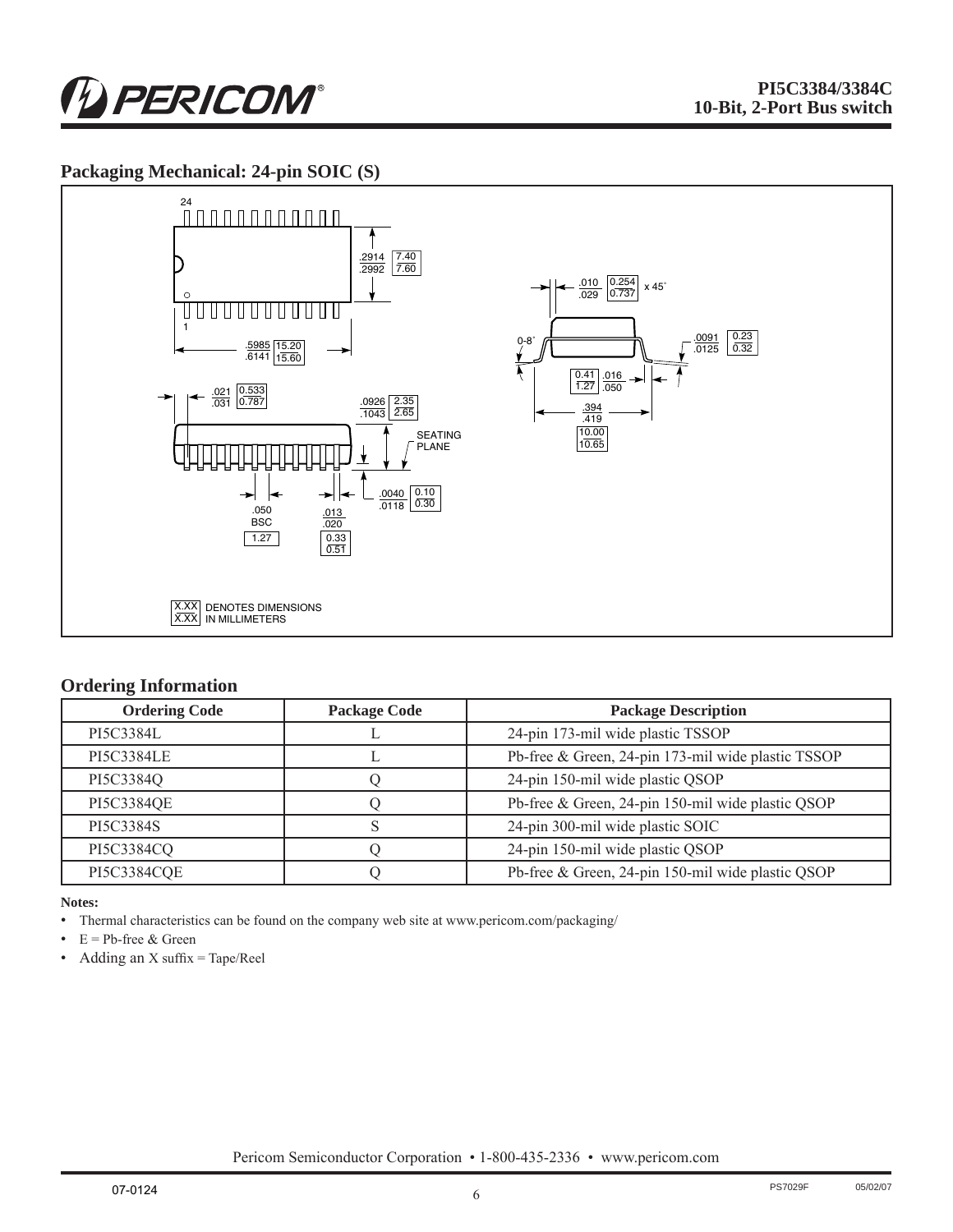## Packaging Mechanical: 24-pin SOIC (S)

24

1

.2914 7.40
.2992 7.60

.5985 15.20
.6141 15.60

.010 0.254
.029 0.737 x 45°

0-8°

.0091 0.23
.0125 0.32

0.41 .016
1.27 .050

.394
.419
10.00
10.65

.021 0.533
.031 0.787

.0926 2.35
.1043 2.65

SEATING PLANE

.050 BSC 1.27

.013 0.33
.020 0.51

.0040 0.10
.0118 0.30

X.XX X.XX DENOTES DIMENSIONS IN MILLIMETERS

## Ordering Information

| Ordering Code | Package Code | Package Description |
|---|---|---|
| PI5C3384L | L | 24-pin 173-mil wide plastic TSSOP |
| PI5C3384LE | L | Pb-free & Green, 24-pin 173-mil wide plastic TSSOP |
| PI5C3384Q | Q | 24-pin 150-mil wide plastic QSOP |
| PI5C3384QE | Q | Pb-free & Green, 24-pin 150-mil wide plastic QSOP |
| PI5C3384S | S | 24-pin 300-mil wide plastic SOIC |
| PI5C3384CQ | Q | 24-pin 150-mil wide plastic QSOP |
| PI5C3384CQE | Q | Pb-free & Green, 24-pin 150-mil wide plastic QSOP |

**Notes:**

- Thermal characteristics can be found on the company web site at www.pericom.com/packaging/
- E = Pb-free & Green
- Adding an X suffix = Tape/Reel

Pericom Semiconductor Corporation • 1-800-435-2336 • www.pericom.com